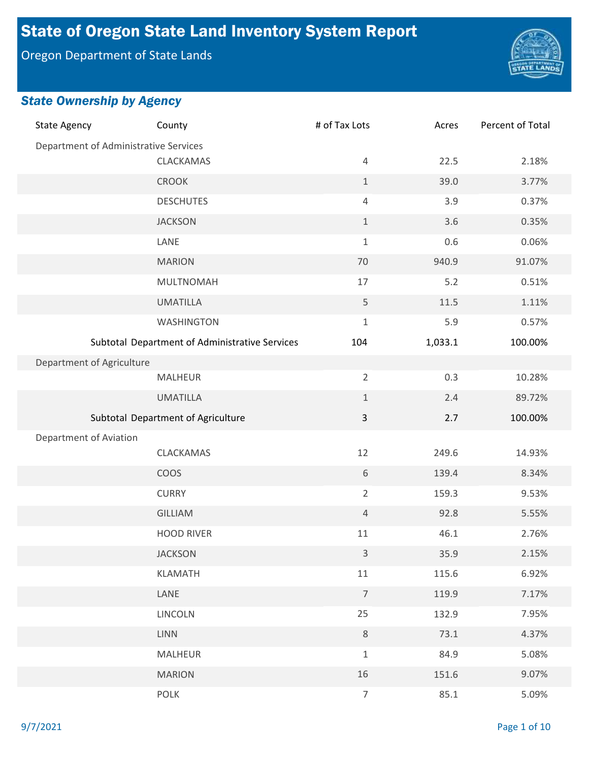# State of Oregon State Land Inventory System Report

Oregon Department of State Lands

## *State Ownership by Agency*

| State Agency | County | # of Tax Lots | Acres | Percent of Total |
|---|---|---|---|---|
| Department of Administrative Services | | | | |
| | CLACKAMAS | 4 | 22.5 | 2.18% |
| | CROOK | 1 | 39.0 | 3.77% |
| | DESCHUTES | 4 | 3.9 | 0.37% |
| | JACKSON | 1 | 3.6 | 0.35% |
| | LANE | 1 | 0.6 | 0.06% |
| | MARION | 70 | 940.9 | 91.07% |
| | MULTNOMAH | 17 | 5.2 | 0.51% |
| | UMATILLA | 5 | 11.5 | 1.11% |
| | WASHINGTON | 1 | 5.9 | 0.57% |
| Subtotal | Department of Administrative Services | 104 | 1,033.1 | 100.00% |
| Department of Agriculture | | | | |
| | MALHEUR | 2 | 0.3 | 10.28% |
| | UMATILLA | 1 | 2.4 | 89.72% |
| Subtotal | Department of Agriculture | 3 | 2.7 | 100.00% |
| Department of Aviation | | | | |
| | CLACKAMAS | 12 | 249.6 | 14.93% |
| | COOS | 6 | 139.4 | 8.34% |
| | CURRY | 2 | 159.3 | 9.53% |
| | GILLIAM | 4 | 92.8 | 5.55% |
| | HOOD RIVER | 11 | 46.1 | 2.76% |
| | JACKSON | 3 | 35.9 | 2.15% |
| | KLAMATH | 11 | 115.6 | 6.92% |
| | LANE | 7 | 119.9 | 7.17% |
| | LINCOLN | 25 | 132.9 | 7.95% |
| | LINN | 8 | 73.1 | 4.37% |
| | MALHEUR | 1 | 84.9 | 5.08% |
| | MARION | 16 | 151.6 | 9.07% |
| | POLK | 7 | 85.1 | 5.09% |

9/7/2021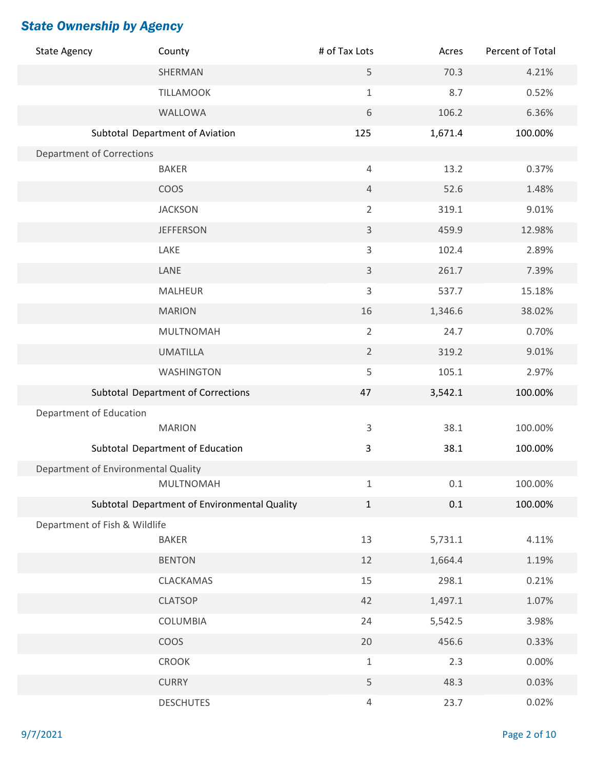## *State Ownership by Agency*

| State Agency | County | # of Tax Lots | Acres | Percent of Total |
|---|---|---|---|---|
| | SHERMAN | 5 | 70.3 | 4.21% |
| | TILLAMOOK | 1 | 8.7 | 0.52% |
| | WALLOWA | 6 | 106.2 | 6.36% |
| Subtotal Department of Aviation | | 125 | 1,671.4 | 100.00% |
| Department of Corrections | | | | |
| | BAKER | 4 | 13.2 | 0.37% |
| | COOS | 4 | 52.6 | 1.48% |
| | JACKSON | 2 | 319.1 | 9.01% |
| | JEFFERSON | 3 | 459.9 | 12.98% |
| | LAKE | 3 | 102.4 | 2.89% |
| | LANE | 3 | 261.7 | 7.39% |
| | MALHEUR | 3 | 537.7 | 15.18% |
| | MARION | 16 | 1,346.6 | 38.02% |
| | MULTNOMAH | 2 | 24.7 | 0.70% |
| | UMATILLA | 2 | 319.2 | 9.01% |
| | WASHINGTON | 5 | 105.1 | 2.97% |
| Subtotal Department of Corrections | | 47 | 3,542.1 | 100.00% |
| Department of Education | | | | |
| | MARION | 3 | 38.1 | 100.00% |
| Subtotal Department of Education | | 3 | 38.1 | 100.00% |
| Department of Environmental Quality | | | | |
| | MULTNOMAH | 1 | 0.1 | 100.00% |
| Subtotal Department of Environmental Quality | | 1 | 0.1 | 100.00% |
| Department of Fish & Wildlife | | | | |
| | BAKER | 13 | 5,731.1 | 4.11% |
| | BENTON | 12 | 1,664.4 | 1.19% |
| | CLACKAMAS | 15 | 298.1 | 0.21% |
| | CLATSOP | 42 | 1,497.1 | 1.07% |
| | COLUMBIA | 24 | 5,542.5 | 3.98% |
| | COOS | 20 | 456.6 | 0.33% |
| | CROOK | 1 | 2.3 | 0.00% |
| | CURRY | 5 | 48.3 | 0.03% |
| | DESCHUTES | 4 | 23.7 | 0.02% |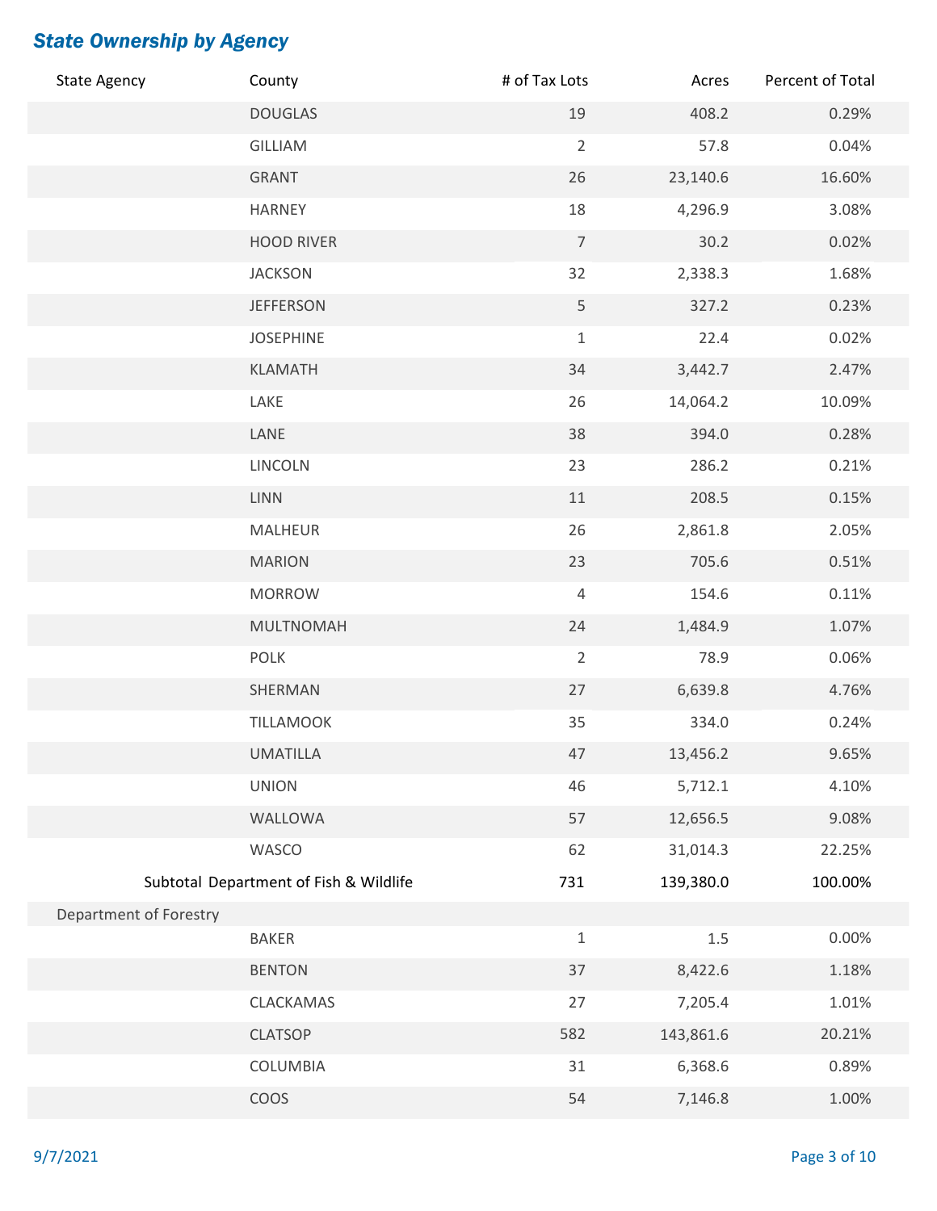## *State Ownership by Agency*

| State Agency | County | # of Tax Lots | Acres | Percent of Total |
|---|---|---|---|---|
| | DOUGLAS | 19 | 408.2 | 0.29% |
| | GILLIAM | 2 | 57.8 | 0.04% |
| | GRANT | 26 | 23,140.6 | 16.60% |
| | HARNEY | 18 | 4,296.9 | 3.08% |
| | HOOD RIVER | 7 | 30.2 | 0.02% |
| | JACKSON | 32 | 2,338.3 | 1.68% |
| | JEFFERSON | 5 | 327.2 | 0.23% |
| | JOSEPHINE | 1 | 22.4 | 0.02% |
| | KLAMATH | 34 | 3,442.7 | 2.47% |
| | LAKE | 26 | 14,064.2 | 10.09% |
| | LANE | 38 | 394.0 | 0.28% |
| | LINCOLN | 23 | 286.2 | 0.21% |
| | LINN | 11 | 208.5 | 0.15% |
| | MALHEUR | 26 | 2,861.8 | 2.05% |
| | MARION | 23 | 705.6 | 0.51% |
| | MORROW | 4 | 154.6 | 0.11% |
| | MULTNOMAH | 24 | 1,484.9 | 1.07% |
| | POLK | 2 | 78.9 | 0.06% |
| | SHERMAN | 27 | 6,639.8 | 4.76% |
| | TILLAMOOK | 35 | 334.0 | 0.24% |
| | UMATILLA | 47 | 13,456.2 | 9.65% |
| | UNION | 46 | 5,712.1 | 4.10% |
| | WALLOWA | 57 | 12,656.5 | 9.08% |
| | WASCO | 62 | 31,014.3 | 22.25% |
| **Subtotal Department of Fish & Wildlife** | | **731** | **139,380.0** | **100.00%** |
| Department of Forestry | | | | |
| | BAKER | 1 | 1.5 | 0.00% |
| | BENTON | 37 | 8,422.6 | 1.18% |
| | CLACKAMAS | 27 | 7,205.4 | 1.01% |
| | CLATSOP | 582 | 143,861.6 | 20.21% |
| | COLUMBIA | 31 | 6,368.6 | 0.89% |
| | COOS | 54 | 7,146.8 | 1.00% |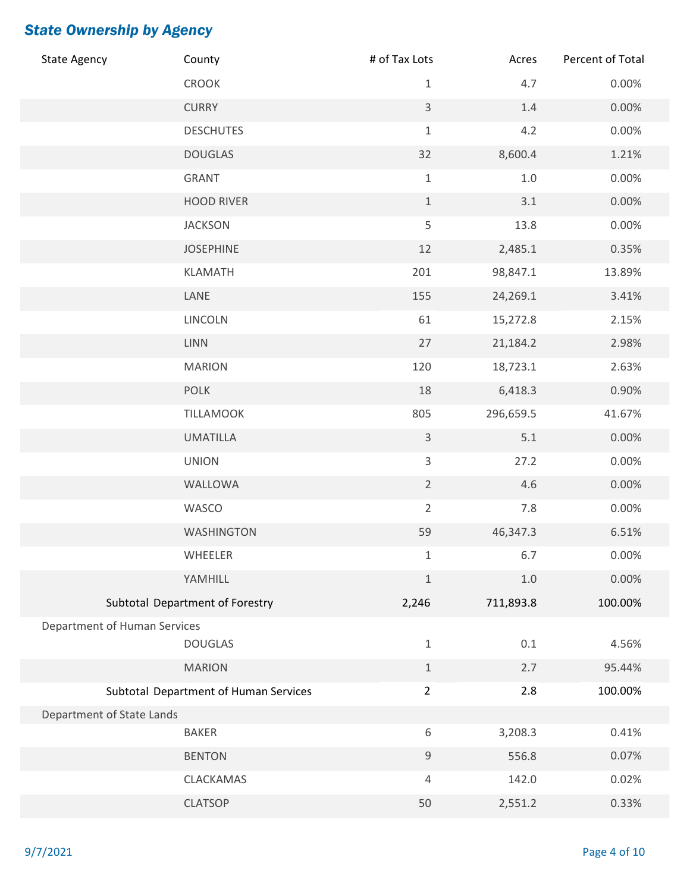## *State Ownership by Agency*

| State Agency | County | # of Tax Lots | Acres | Percent of Total |
|---|---|---|---|---|
| | CROOK | 1 | 4.7 | 0.00% |
| | CURRY | 3 | 1.4 | 0.00% |
| | DESCHUTES | 1 | 4.2 | 0.00% |
| | DOUGLAS | 32 | 8,600.4 | 1.21% |
| | GRANT | 1 | 1.0 | 0.00% |
| | HOOD RIVER | 1 | 3.1 | 0.00% |
| | JACKSON | 5 | 13.8 | 0.00% |
| | JOSEPHINE | 12 | 2,485.1 | 0.35% |
| | KLAMATH | 201 | 98,847.1 | 13.89% |
| | LANE | 155 | 24,269.1 | 3.41% |
| | LINCOLN | 61 | 15,272.8 | 2.15% |
| | LINN | 27 | 21,184.2 | 2.98% |
| | MARION | 120 | 18,723.1 | 2.63% |
| | POLK | 18 | 6,418.3 | 0.90% |
| | TILLAMOOK | 805 | 296,659.5 | 41.67% |
| | UMATILLA | 3 | 5.1 | 0.00% |
| | UNION | 3 | 27.2 | 0.00% |
| | WALLOWA | 2 | 4.6 | 0.00% |
| | WASCO | 2 | 7.8 | 0.00% |
| | WASHINGTON | 59 | 46,347.3 | 6.51% |
| | WHEELER | 1 | 6.7 | 0.00% |
| | YAMHILL | 1 | 1.0 | 0.00% |
| Subtotal Department of Forestry | | 2,246 | 711,893.8 | 100.00% |
| Department of Human Services | | | | |
| | DOUGLAS | 1 | 0.1 | 4.56% |
| | MARION | 1 | 2.7 | 95.44% |
| Subtotal Department of Human Services | | 2 | 2.8 | 100.00% |
| Department of State Lands | | | | |
| | BAKER | 6 | 3,208.3 | 0.41% |
| | BENTON | 9 | 556.8 | 0.07% |
| | CLACKAMAS | 4 | 142.0 | 0.02% |
| | CLATSOP | 50 | 2,551.2 | 0.33% |

9/7/2021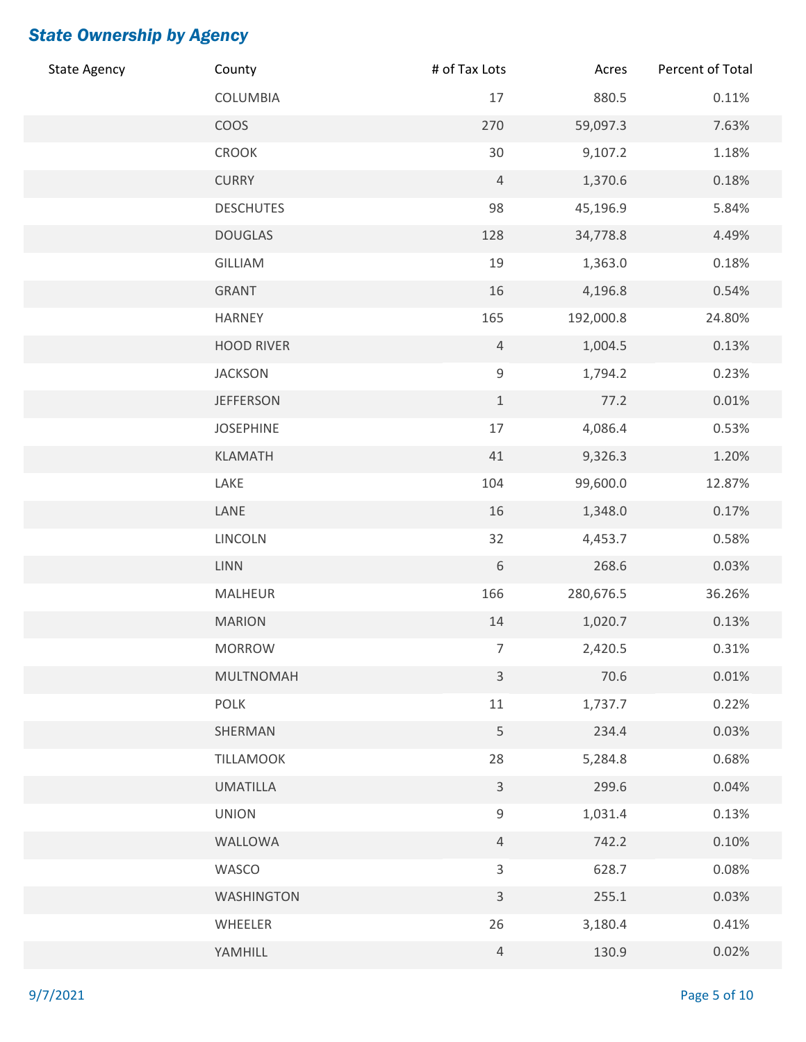## *State Ownership by Agency*

| State Agency | County | # of Tax Lots | Acres | Percent of Total |
|---|---|---|---|---|
| | COLUMBIA | 17 | 880.5 | 0.11% |
| | COOS | 270 | 59,097.3 | 7.63% |
| | CROOK | 30 | 9,107.2 | 1.18% |
| | CURRY | 4 | 1,370.6 | 0.18% |
| | DESCHUTES | 98 | 45,196.9 | 5.84% |
| | DOUGLAS | 128 | 34,778.8 | 4.49% |
| | GILLIAM | 19 | 1,363.0 | 0.18% |
| | GRANT | 16 | 4,196.8 | 0.54% |
| | HARNEY | 165 | 192,000.8 | 24.80% |
| | HOOD RIVER | 4 | 1,004.5 | 0.13% |
| | JACKSON | 9 | 1,794.2 | 0.23% |
| | JEFFERSON | 1 | 77.2 | 0.01% |
| | JOSEPHINE | 17 | 4,086.4 | 0.53% |
| | KLAMATH | 41 | 9,326.3 | 1.20% |
| | LAKE | 104 | 99,600.0 | 12.87% |
| | LANE | 16 | 1,348.0 | 0.17% |
| | LINCOLN | 32 | 4,453.7 | 0.58% |
| | LINN | 6 | 268.6 | 0.03% |
| | MALHEUR | 166 | 280,676.5 | 36.26% |
| | MARION | 14 | 1,020.7 | 0.13% |
| | MORROW | 7 | 2,420.5 | 0.31% |
| | MULTNOMAH | 3 | 70.6 | 0.01% |
| | POLK | 11 | 1,737.7 | 0.22% |
| | SHERMAN | 5 | 234.4 | 0.03% |
| | TILLAMOOK | 28 | 5,284.8 | 0.68% |
| | UMATILLA | 3 | 299.6 | 0.04% |
| | UNION | 9 | 1,031.4 | 0.13% |
| | WALLOWA | 4 | 742.2 | 0.10% |
| | WASCO | 3 | 628.7 | 0.08% |
| | WASHINGTON | 3 | 255.1 | 0.03% |
| | WHEELER | 26 | 3,180.4 | 0.41% |
| | YAMHILL | 4 | 130.9 | 0.02% |

9/7/2021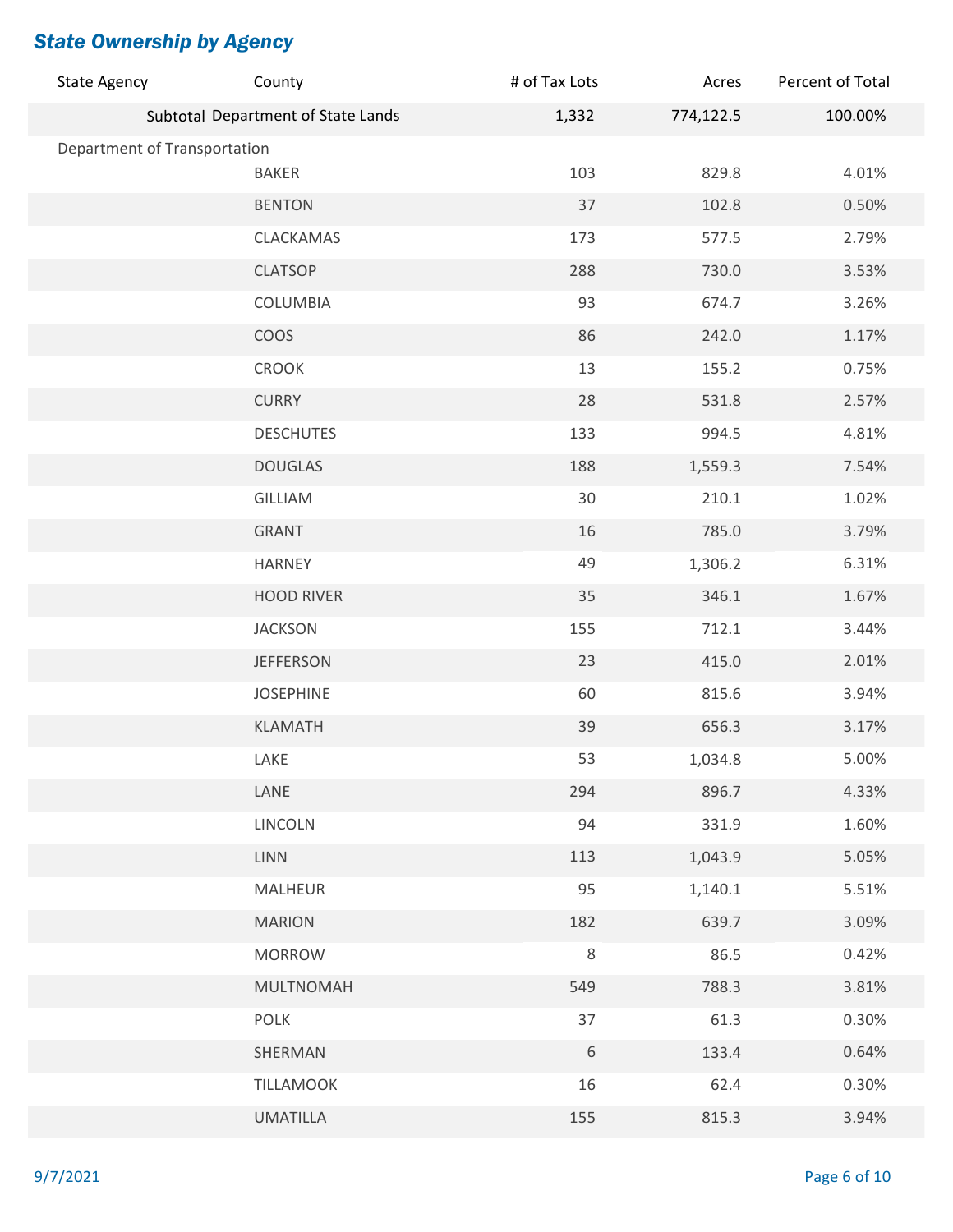## *State Ownership by Agency*

| State Agency | County | # of Tax Lots | Acres | Percent of Total |
|---|---|---|---|---|
| Subtotal | Department of State Lands | 1,332 | 774,122.5 | 100.00% |
| Department of Transportation | | | | |
| | BAKER | 103 | 829.8 | 4.01% |
| | BENTON | 37 | 102.8 | 0.50% |
| | CLACKAMAS | 173 | 577.5 | 2.79% |
| | CLATSOP | 288 | 730.0 | 3.53% |
| | COLUMBIA | 93 | 674.7 | 3.26% |
| | COOS | 86 | 242.0 | 1.17% |
| | CROOK | 13 | 155.2 | 0.75% |
| | CURRY | 28 | 531.8 | 2.57% |
| | DESCHUTES | 133 | 994.5 | 4.81% |
| | DOUGLAS | 188 | 1,559.3 | 7.54% |
| | GILLIAM | 30 | 210.1 | 1.02% |
| | GRANT | 16 | 785.0 | 3.79% |
| | HARNEY | 49 | 1,306.2 | 6.31% |
| | HOOD RIVER | 35 | 346.1 | 1.67% |
| | JACKSON | 155 | 712.1 | 3.44% |
| | JEFFERSON | 23 | 415.0 | 2.01% |
| | JOSEPHINE | 60 | 815.6 | 3.94% |
| | KLAMATH | 39 | 656.3 | 3.17% |
| | LAKE | 53 | 1,034.8 | 5.00% |
| | LANE | 294 | 896.7 | 4.33% |
| | LINCOLN | 94 | 331.9 | 1.60% |
| | LINN | 113 | 1,043.9 | 5.05% |
| | MALHEUR | 95 | 1,140.1 | 5.51% |
| | MARION | 182 | 639.7 | 3.09% |
| | MORROW | 8 | 86.5 | 0.42% |
| | MULTNOMAH | 549 | 788.3 | 3.81% |
| | POLK | 37 | 61.3 | 0.30% |
| | SHERMAN | 6 | 133.4 | 0.64% |
| | TILLAMOOK | 16 | 62.4 | 0.30% |
| | UMATILLA | 155 | 815.3 | 3.94% |

9/7/2021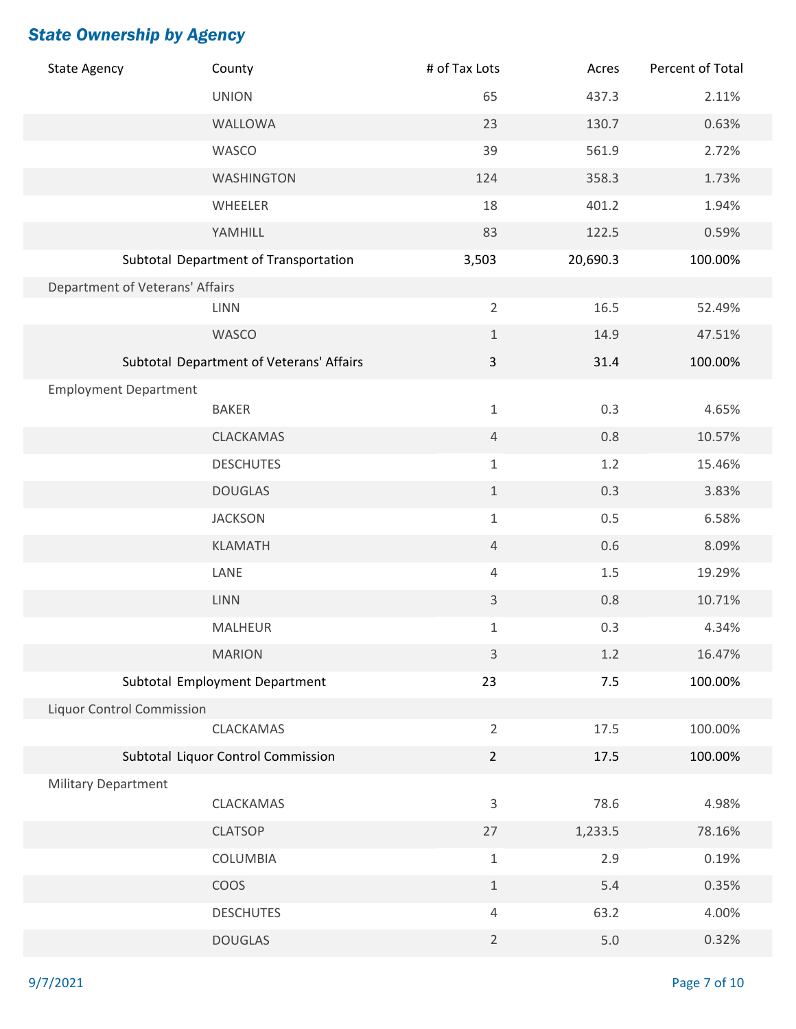## *State Ownership by Agency*

| State Agency | County | # of Tax Lots | Acres | Percent of Total |
|---|---|---|---|---|
| | UNION | 65 | 437.3 | 2.11% |
| | WALLOWA | 23 | 130.7 | 0.63% |
| | WASCO | 39 | 561.9 | 2.72% |
| | WASHINGTON | 124 | 358.3 | 1.73% |
| | WHEELER | 18 | 401.2 | 1.94% |
| | YAMHILL | 83 | 122.5 | 0.59% |
| Subtotal | Department of Transportation | 3,503 | 20,690.3 | 100.00% |
| Department of Veterans' Affairs | | | | |
| | LINN | 2 | 16.5 | 52.49% |
| | WASCO | 1 | 14.9 | 47.51% |
| Subtotal | Department of Veterans' Affairs | 3 | 31.4 | 100.00% |
| Employment Department | | | | |
| | BAKER | 1 | 0.3 | 4.65% |
| | CLACKAMAS | 4 | 0.8 | 10.57% |
| | DESCHUTES | 1 | 1.2 | 15.46% |
| | DOUGLAS | 1 | 0.3 | 3.83% |
| | JACKSON | 1 | 0.5 | 6.58% |
| | KLAMATH | 4 | 0.6 | 8.09% |
| | LANE | 4 | 1.5 | 19.29% |
| | LINN | 3 | 0.8 | 10.71% |
| | MALHEUR | 1 | 0.3 | 4.34% |
| | MARION | 3 | 1.2 | 16.47% |
| Subtotal | Employment Department | 23 | 7.5 | 100.00% |
| Liquor Control Commission | | | | |
| | CLACKAMAS | 2 | 17.5 | 100.00% |
| Subtotal | Liquor Control Commission | 2 | 17.5 | 100.00% |
| Military Department | | | | |
| | CLACKAMAS | 3 | 78.6 | 4.98% |
| | CLATSOP | 27 | 1,233.5 | 78.16% |
| | COLUMBIA | 1 | 2.9 | 0.19% |
| | COOS | 1 | 5.4 | 0.35% |
| | DESCHUTES | 4 | 63.2 | 4.00% |
| | DOUGLAS | 2 | 5.0 | 0.32% |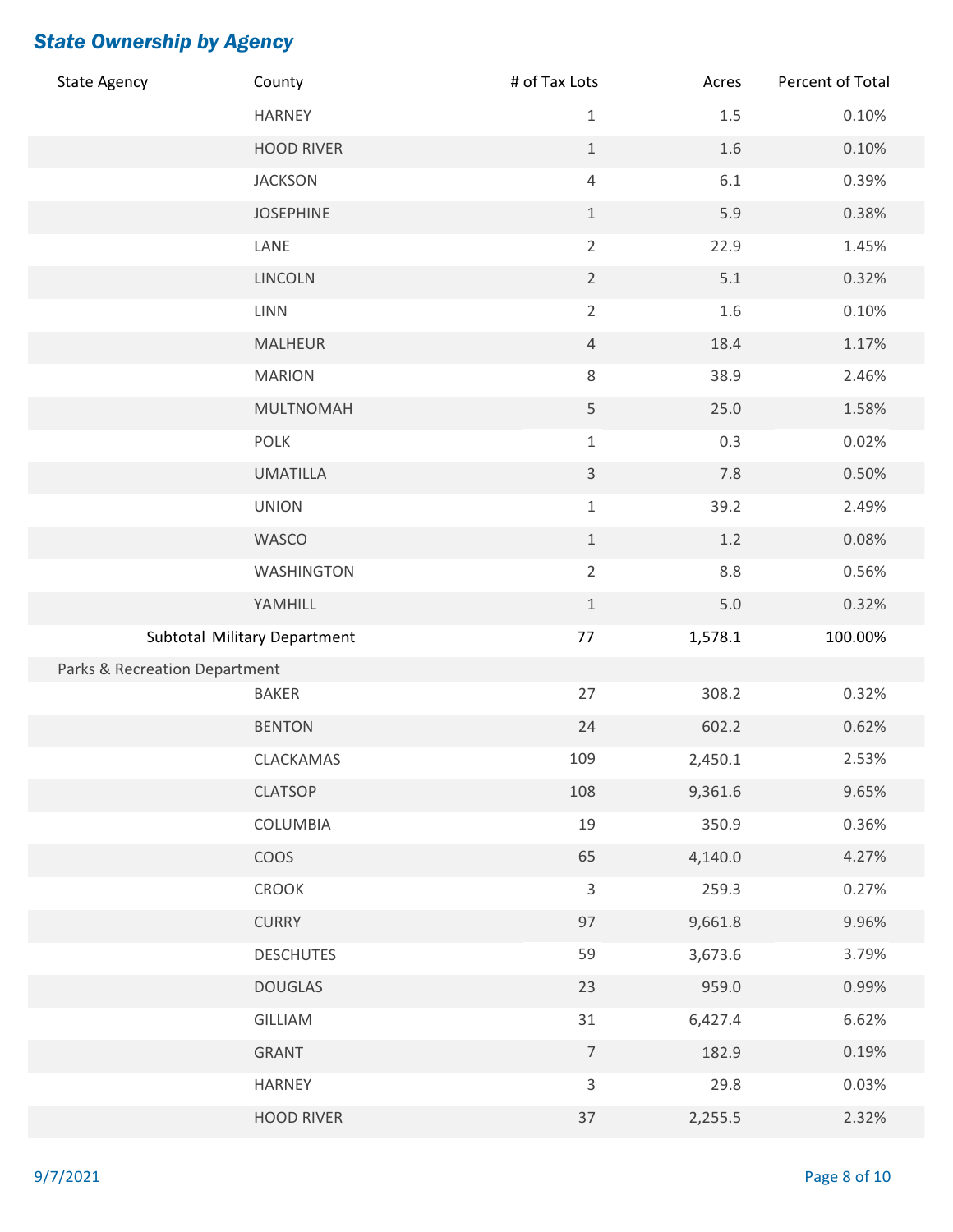## *State Ownership by Agency*

| State Agency | County | # of Tax Lots | Acres | Percent of Total |
|---|---|---|---|---|
| | HARNEY | 1 | 1.5 | 0.10% |
| | HOOD RIVER | 1 | 1.6 | 0.10% |
| | JACKSON | 4 | 6.1 | 0.39% |
| | JOSEPHINE | 1 | 5.9 | 0.38% |
| | LANE | 2 | 22.9 | 1.45% |
| | LINCOLN | 2 | 5.1 | 0.32% |
| | LINN | 2 | 1.6 | 0.10% |
| | MALHEUR | 4 | 18.4 | 1.17% |
| | MARION | 8 | 38.9 | 2.46% |
| | MULTNOMAH | 5 | 25.0 | 1.58% |
| | POLK | 1 | 0.3 | 0.02% |
| | UMATILLA | 3 | 7.8 | 0.50% |
| | UNION | 1 | 39.2 | 2.49% |
| | WASCO | 1 | 1.2 | 0.08% |
| | WASHINGTON | 2 | 8.8 | 0.56% |
| | YAMHILL | 1 | 5.0 | 0.32% |
| Subtotal | Military Department | 77 | 1,578.1 | 100.00% |
| Parks & Recreation Department | | | | |
| | BAKER | 27 | 308.2 | 0.32% |
| | BENTON | 24 | 602.2 | 0.62% |
| | CLACKAMAS | 109 | 2,450.1 | 2.53% |
| | CLATSOP | 108 | 9,361.6 | 9.65% |
| | COLUMBIA | 19 | 350.9 | 0.36% |
| | COOS | 65 | 4,140.0 | 4.27% |
| | CROOK | 3 | 259.3 | 0.27% |
| | CURRY | 97 | 9,661.8 | 9.96% |
| | DESCHUTES | 59 | 3,673.6 | 3.79% |
| | DOUGLAS | 23 | 959.0 | 0.99% |
| | GILLIAM | 31 | 6,427.4 | 6.62% |
| | GRANT | 7 | 182.9 | 0.19% |
| | HARNEY | 3 | 29.8 | 0.03% |
| | HOOD RIVER | 37 | 2,255.5 | 2.32% |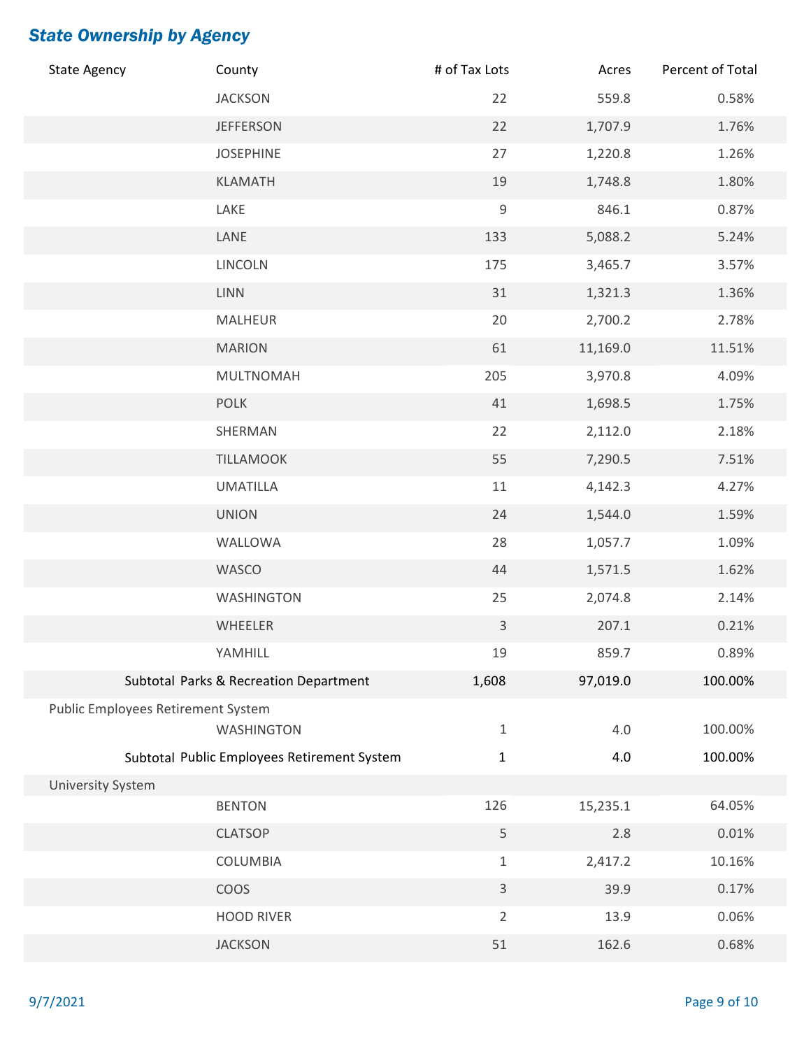## State Ownership by Agency

| State Agency | County | # of Tax Lots | Acres | Percent of Total |
|---|---|---|---|---|
| | JACKSON | 22 | 559.8 | 0.58% |
| | JEFFERSON | 22 | 1,707.9 | 1.76% |
| | JOSEPHINE | 27 | 1,220.8 | 1.26% |
| | KLAMATH | 19 | 1,748.8 | 1.80% |
| | LAKE | 9 | 846.1 | 0.87% |
| | LANE | 133 | 5,088.2 | 5.24% |
| | LINCOLN | 175 | 3,465.7 | 3.57% |
| | LINN | 31 | 1,321.3 | 1.36% |
| | MALHEUR | 20 | 2,700.2 | 2.78% |
| | MARION | 61 | 11,169.0 | 11.51% |
| | MULTNOMAH | 205 | 3,970.8 | 4.09% |
| | POLK | 41 | 1,698.5 | 1.75% |
| | SHERMAN | 22 | 2,112.0 | 2.18% |
| | TILLAMOOK | 55 | 7,290.5 | 7.51% |
| | UMATILLA | 11 | 4,142.3 | 4.27% |
| | UNION | 24 | 1,544.0 | 1.59% |
| | WALLOWA | 28 | 1,057.7 | 1.09% |
| | WASCO | 44 | 1,571.5 | 1.62% |
| | WASHINGTON | 25 | 2,074.8 | 2.14% |
| | WHEELER | 3 | 207.1 | 0.21% |
| | YAMHILL | 19 | 859.7 | 0.89% |
| Subtotal | Parks & Recreation Department | 1,608 | 97,019.0 | 100.00% |
| Public Employees Retirement System | | | | |
| | WASHINGTON | 1 | 4.0 | 100.00% |
| Subtotal | Public Employees Retirement System | 1 | 4.0 | 100.00% |
| University System | | | | |
| | BENTON | 126 | 15,235.1 | 64.05% |
| | CLATSOP | 5 | 2.8 | 0.01% |
| | COLUMBIA | 1 | 2,417.2 | 10.16% |
| | COOS | 3 | 39.9 | 0.17% |
| | HOOD RIVER | 2 | 13.9 | 0.06% |
| | JACKSON | 51 | 162.6 | 0.68% |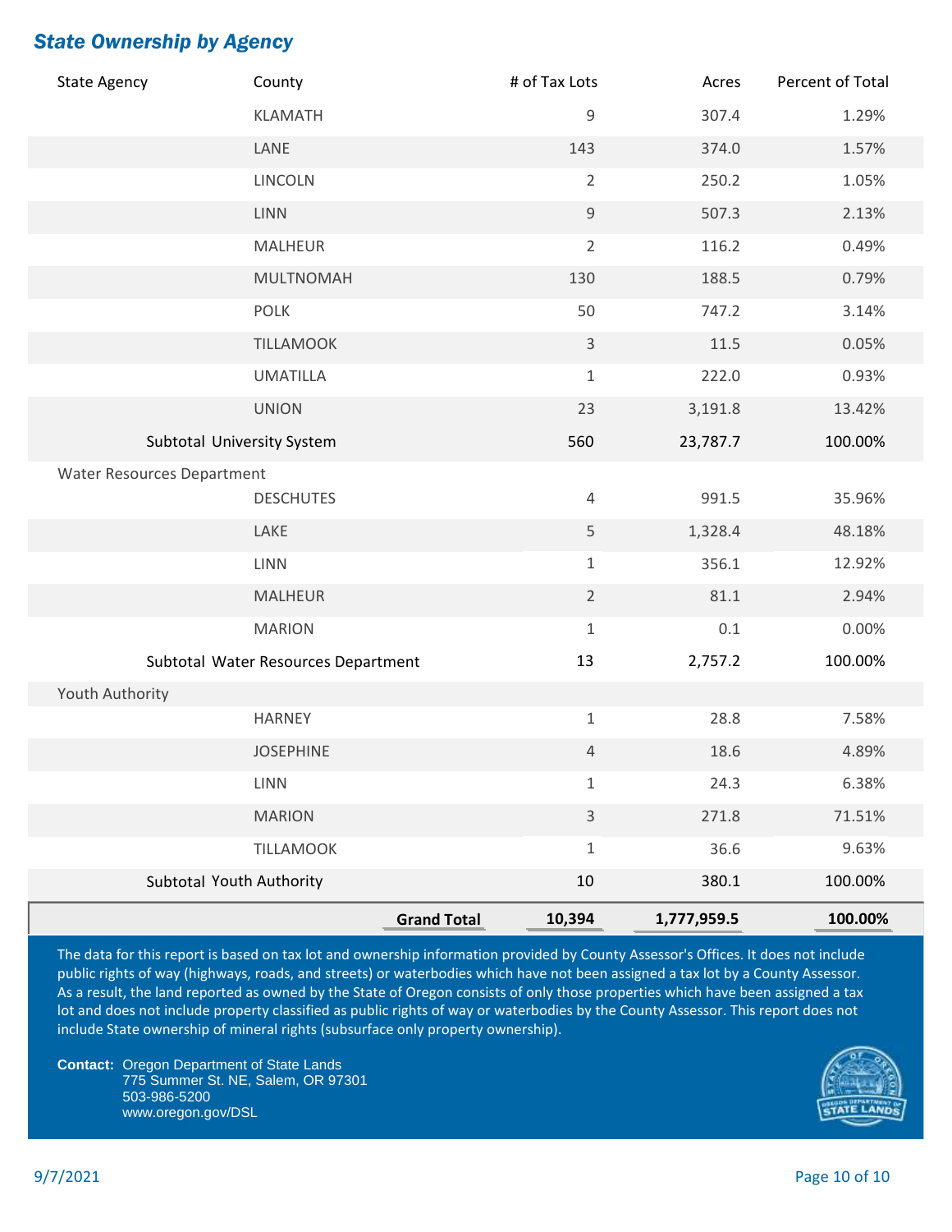## State Ownership by Agency

| State Agency | County | # of Tax Lots | Acres | Percent of Total |
|---|---|---|---|---|
| | KLAMATH | 9 | 307.4 | 1.29% |
| | LANE | 143 | 374.0 | 1.57% |
| | LINCOLN | 2 | 250.2 | 1.05% |
| | LINN | 9 | 507.3 | 2.13% |
| | MALHEUR | 2 | 116.2 | 0.49% |
| | MULTNOMAH | 130 | 188.5 | 0.79% |
| | POLK | 50 | 747.2 | 3.14% |
| | TILLAMOOK | 3 | 11.5 | 0.05% |
| | UMATILLA | 1 | 222.0 | 0.93% |
| | UNION | 23 | 3,191.8 | 13.42% |
| Subtotal | University System | 560 | 23,787.7 | 100.00% |
| Water Resources Department | | | | |
| | DESCHUTES | 4 | 991.5 | 35.96% |
| | LAKE | 5 | 1,328.4 | 48.18% |
| | LINN | 1 | 356.1 | 12.92% |
| | MALHEUR | 2 | 81.1 | 2.94% |
| | MARION | 1 | 0.1 | 0.00% |
| Subtotal | Water Resources Department | 13 | 2,757.2 | 100.00% |
| Youth Authority | | | | |
| | HARNEY | 1 | 28.8 | 7.58% |
| | JOSEPHINE | 4 | 18.6 | 4.89% |
| | LINN | 1 | 24.3 | 6.38% |
| | MARION | 3 | 271.8 | 71.51% |
| | TILLAMOOK | 1 | 36.6 | 9.63% |
| Subtotal | Youth Authority | 10 | 380.1 | 100.00% |
| | **Grand Total** | **10,394** | **1,777,959.5** | **100.00%** |

The data for this report is based on tax lot and ownership information provided by County Assessor's Offices. It does not include public rights of way (highways, roads, and streets) or waterbodies which have not been assigned a tax lot by a County Assessor. As a result, the land reported as owned by the State of Oregon consists of only those properties which have been assigned a tax lot and does not include property classified as public rights of way or waterbodies by the County Assessor. This report does not include State ownership of mineral rights (subsurface only property ownership).

**Contact:** Oregon Department of State Lands
775 Summer St. NE, Salem, OR 97301
503-986-5200
www.oregon.gov/DSL

9/7/2021